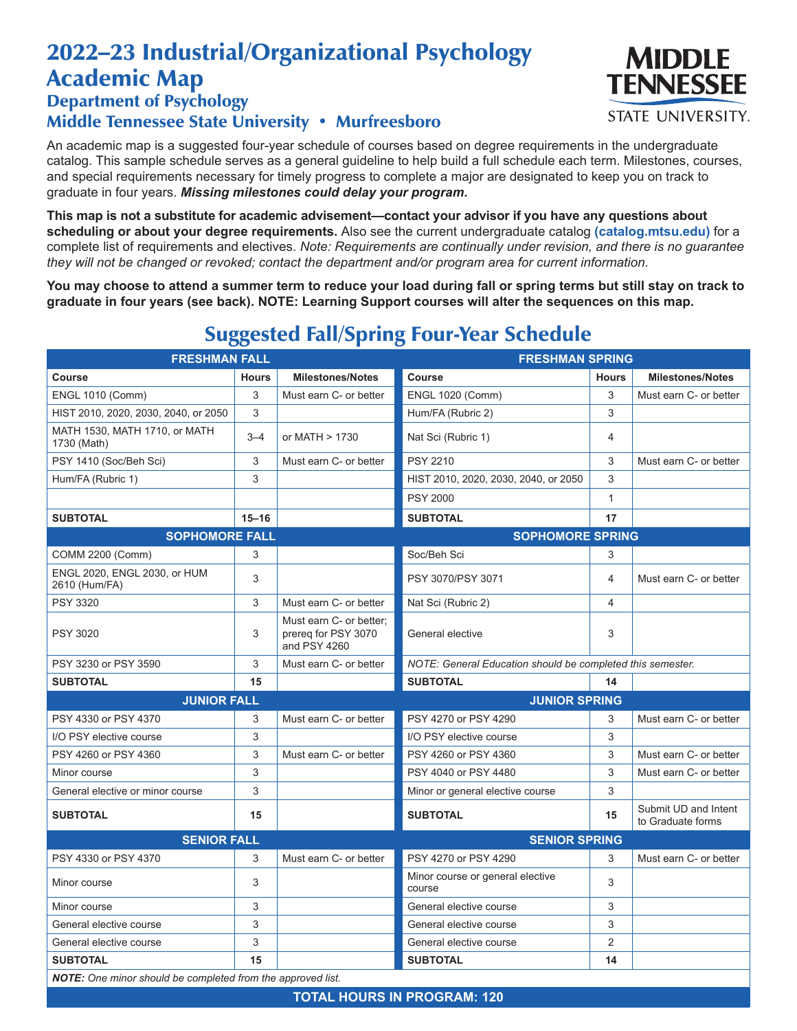# 2022–23 Industrial/Organizational Psychology Academic Map

## Department of Psychology

## Middle Tennessee State University • Murfreesboro

An academic map is a suggested four-year schedule of courses based on degree requirements in the undergraduate catalog. This sample schedule serves as a general guideline to help build a full schedule each term. Milestones, courses, and special requirements necessary for timely progress to complete a major are designated to keep you on track to graduate in four years. ***Missing milestones could delay your program.***

**This map is not a substitute for academic advisement—contact your advisor if you have any questions about scheduling or about your degree requirements.** Also see the current undergraduate catalog **(catalog.mtsu.edu)** for a complete list of requirements and electives. *Note: Requirements are continually under revision, and there is no guarantee they will not be changed or revoked; contact the department and/or program area for current information.*

**You may choose to attend a summer term to reduce your load during fall or spring terms but still stay on track to graduate in four years (see back). NOTE: Learning Support courses will alter the sequences on this map.**

## Suggested Fall/Spring Four-Year Schedule

| **FRESHMAN FALL** | | | **FRESHMAN SPRING** | | |
|---|---|---|---|---|---|
| **Course** | **Hours** | **Milestones/Notes** | **Course** | **Hours** | **Milestones/Notes** |
| ENGL 1010 (Comm) | 3 | Must earn C- or better | ENGL 1020 (Comm) | 3 | Must earn C- or better |
| HIST 2010, 2020, 2030, 2040, or 2050 | 3 | | Hum/FA (Rubric 2) | 3 | |
| MATH 1530, MATH 1710, or MATH 1730 (Math) | 3–4 | or MATH > 1730 | Nat Sci (Rubric 1) | 4 | |
| PSY 1410 (Soc/Beh Sci) | 3 | Must earn C- or better | PSY 2210 | 3 | Must earn C- or better |
| Hum/FA (Rubric 1) | 3 | | HIST 2010, 2020, 2030, 2040, or 2050 | 3 | |
| | | | PSY 2000 | 1 | |
| **SUBTOTAL** | **15–16** | | **SUBTOTAL** | **17** | |
| **SOPHOMORE FALL** | | | **SOPHOMORE SPRING** | | |
| COMM 2200 (Comm) | 3 | | Soc/Beh Sci | 3 | |
| ENGL 2020, ENGL 2030, or HUM 2610 (Hum/FA) | 3 | | PSY 3070/PSY 3071 | 4 | Must earn C- or better |
| PSY 3320 | 3 | Must earn C- or better | Nat Sci (Rubric 2) | 4 | |
| PSY 3020 | 3 | Must earn C- or better; prereq for PSY 3070 and PSY 4260 | General elective | 3 | |
| PSY 3230 or PSY 3590 | 3 | Must earn C- or better | *NOTE: General Education should be completed this semester.* | | |
| **SUBTOTAL** | **15** | | **SUBTOTAL** | **14** | |
| **JUNIOR FALL** | | | **JUNIOR SPRING** | | |
| PSY 4330 or PSY 4370 | 3 | Must earn C- or better | PSY 4270 or PSY 4290 | 3 | Must earn C- or better |
| I/O PSY elective course | 3 | | I/O PSY elective course | 3 | |
| PSY 4260 or PSY 4360 | 3 | Must earn C- or better | PSY 4260 or PSY 4360 | 3 | Must earn C- or better |
| Minor course | 3 | | PSY 4040 or PSY 4480 | 3 | Must earn C- or better |
| General elective or minor course | 3 | | Minor or general elective course | 3 | |
| **SUBTOTAL** | **15** | | **SUBTOTAL** | **15** | Submit UD and Intent to Graduate forms |
| **SENIOR FALL** | | | **SENIOR SPRING** | | |
| PSY 4330 or PSY 4370 | 3 | Must earn C- or better | PSY 4270 or PSY 4290 | 3 | Must earn C- or better |
| Minor course | 3 | | Minor course or general elective course | 3 | |
| Minor course | 3 | | General elective course | 3 | |
| General elective course | 3 | | General elective course | 3 | |
| General elective course | 3 | | General elective course | 2 | |
| **SUBTOTAL** | **15** | | **SUBTOTAL** | **14** | |

***NOTE:*** *One minor should be completed from the approved list.*

**TOTAL HOURS IN PROGRAM: 120**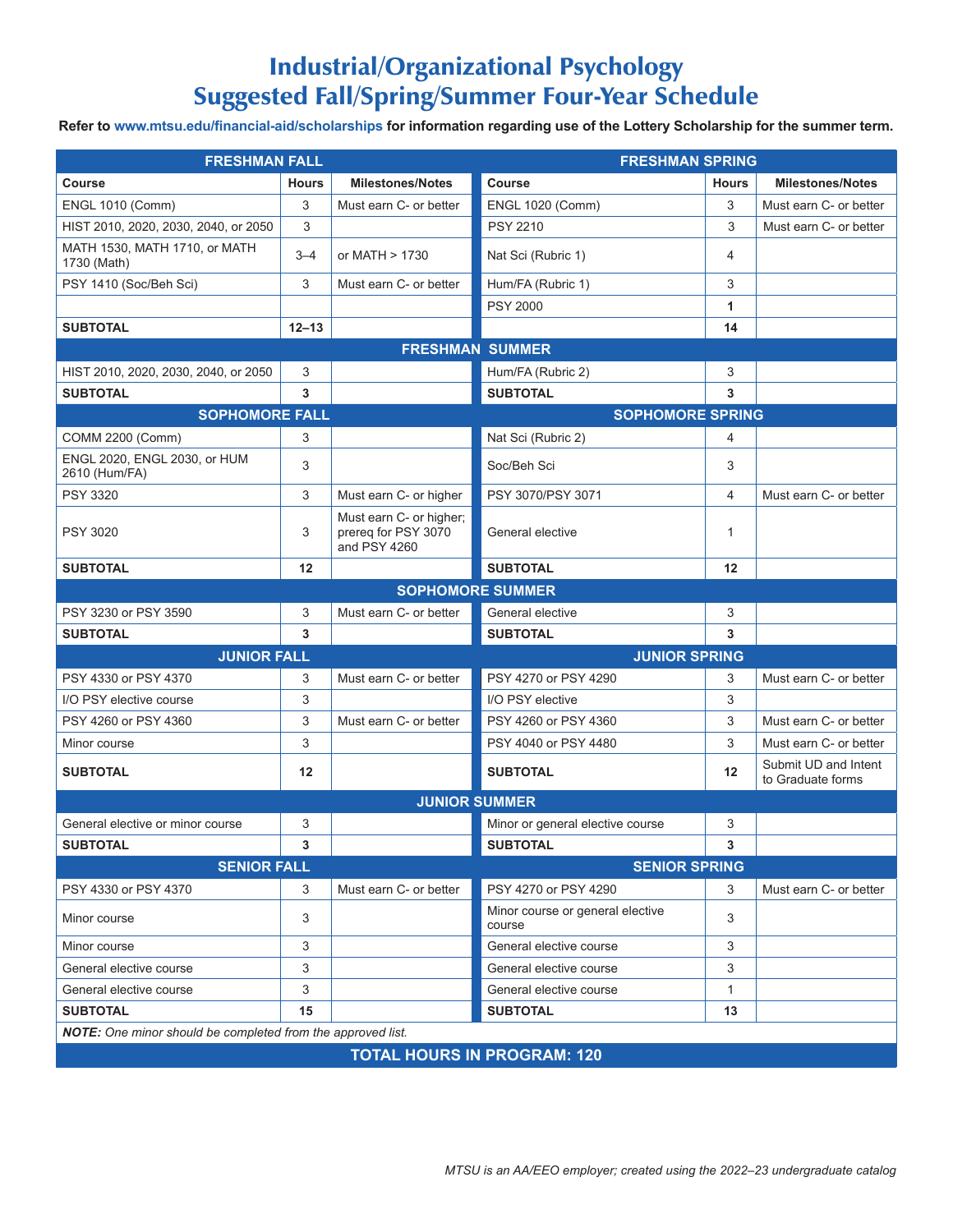# Industrial/Organizational Psychology
# Suggested Fall/Spring/Summer Four-Year Schedule

**Refer to www.mtsu.edu/financial-aid/scholarships for information regarding use of the Lottery Scholarship for the summer term.**

| FRESHMAN FALL | | | FRESHMAN SPRING | | |
|---|---|---|---|---|---|
| **Course** | **Hours** | **Milestones/Notes** | **Course** | **Hours** | **Milestones/Notes** |
| ENGL 1010 (Comm) | 3 | Must earn C- or better | ENGL 1020 (Comm) | 3 | Must earn C- or better |
| HIST 2010, 2020, 2030, 2040, or 2050 | 3 | | PSY 2210 | 3 | Must earn C- or better |
| MATH 1530, MATH 1710, or MATH 1730 (Math) | 3–4 | or MATH > 1730 | Nat Sci (Rubric 1) | 4 | |
| PSY 1410 (Soc/Beh Sci) | 3 | Must earn C- or better | Hum/FA (Rubric 1) | 3 | |
| | | | PSY 2000 | **1** | |
| **SUBTOTAL** | **12–13** | | | **14** | |
| **FRESHMAN SUMMER** | | | | | |
| HIST 2010, 2020, 2030, 2040, or 2050 | 3 | | Hum/FA (Rubric 2) | 3 | |
| **SUBTOTAL** | **3** | | **SUBTOTAL** | **3** | |
| **SOPHOMORE FALL** | | | **SOPHOMORE SPRING** | | |
| COMM 2200 (Comm) | 3 | | Nat Sci (Rubric 2) | 4 | |
| ENGL 2020, ENGL 2030, or HUM 2610 (Hum/FA) | 3 | | Soc/Beh Sci | 3 | |
| PSY 3320 | 3 | Must earn C- or higher | PSY 3070/PSY 3071 | 4 | Must earn C- or better |
| PSY 3020 | 3 | Must earn C- or higher; prereq for PSY 3070 and PSY 4260 | General elective | 1 | |
| **SUBTOTAL** | **12** | | **SUBTOTAL** | **12** | |
| **SOPHOMORE SUMMER** | | | | | |
| PSY 3230 or PSY 3590 | 3 | Must earn C- or better | General elective | 3 | |
| **SUBTOTAL** | **3** | | **SUBTOTAL** | **3** | |
| **JUNIOR FALL** | | | **JUNIOR SPRING** | | |
| PSY 4330 or PSY 4370 | 3 | Must earn C- or better | PSY 4270 or PSY 4290 | 3 | Must earn C- or better |
| I/O PSY elective course | 3 | | I/O PSY elective | 3 | |
| PSY 4260 or PSY 4360 | 3 | Must earn C- or better | PSY 4260 or PSY 4360 | 3 | Must earn C- or better |
| Minor course | 3 | | PSY 4040 or PSY 4480 | 3 | Must earn C- or better |
| **SUBTOTAL** | **12** | | **SUBTOTAL** | **12** | Submit UD and Intent to Graduate forms |
| **JUNIOR SUMMER** | | | | | |
| General elective or minor course | 3 | | Minor or general elective course | 3 | |
| **SUBTOTAL** | **3** | | **SUBTOTAL** | **3** | |
| **SENIOR FALL** | | | **SENIOR SPRING** | | |
| PSY 4330 or PSY 4370 | 3 | Must earn C- or better | PSY 4270 or PSY 4290 | 3 | Must earn C- or better |
| Minor course | 3 | | Minor course or general elective course | 3 | |
| Minor course | 3 | | General elective course | 3 | |
| General elective course | 3 | | General elective course | 3 | |
| General elective course | 3 | | General elective course | 1 | |
| **SUBTOTAL** | **15** | | **SUBTOTAL** | **13** | |

***NOTE:*** *One minor should be completed from the approved list.*

**TOTAL HOURS IN PROGRAM: 120**

*MTSU is an AA/EEO employer; created using the 2022–23 undergraduate catalog*